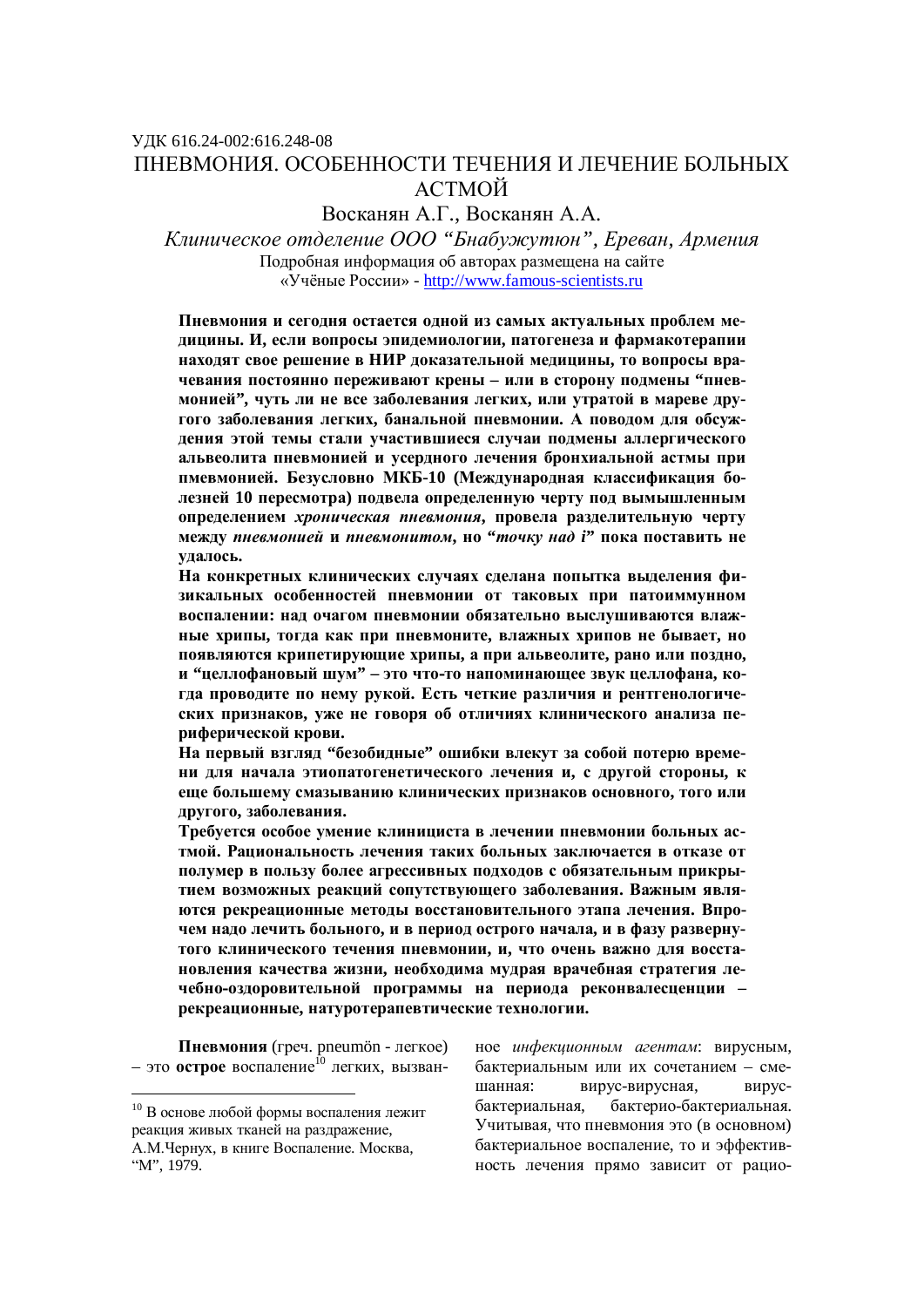УДК 616.24-002:616.248-08

# ПНЕВМОНИЯ. ОСОБЕННОСТИ ТЕЧЕНИЯ И ЛЕЧЕНИЕ БОЛЬНЫХ АСТМОЙ

Восканян А.Г., Восканян А.А.

*Клиническое отделение ООО "Бнабужутюн", Ереван, Армения*

Подробная информация об авторах размещена на сайте «Учёные России» - http://www.famous-scientists.ru

**Пневмония и сегодня остается одной из самых актуальных проблем медицины. И, если вопросы эпидемиологии, патогенеза и фармакотерапии находят свое решение в НИР доказательной медицины, то вопросы врачевания постоянно переживают крены – или в сторону подмены "пневмонией", чуть ли не все заболевания легких, или утратой в мареве другого заболевания легких, банальной пневмонии. А поводом для обсуждения этой темы стали участившиеся случаи подмены аллергического альвеолита пневмонией и усердного лечения бронхиальной астмы при пмевмонией. Безусловно МКБ-10 (Международная классификация болезней 10 пересмотра) подвела определенную черту под вымышленным определением *хроническая пневмония*, провела разделительную черту между *пневмонией* и *пневмонитом*, но "*точку над i*" пока поставить не удалось.**

**На конкретных клинических случаях сделана попытка выделения физикальных особенностей пневмонии от таковых при патоиммунном воспалении: над очагом пневмонии обязательно выслушиваются влажные хрипы, тогда как при пневмоните, влажных хрипов не бывает, но появляются крипетирующие хрипы, а при альвеолите, рано или поздно, и "целлофановый шум" – это что-то напоминающее звук целлофана, когда проводите по нему рукой. Есть четкие различия и рентгенологических признаков, уже не говоря об отличиях клинического анализа периферической крови.**

**На первый взгляд "безобидные" ошибки влекут за собой потерю времени для начала этиопатогенетического лечения и, с другой стороны, к еще большему смазыванию клинических признаков основного, того или другого, заболевания.**

**Требуется особое умение клинициста в лечении пневмонии больных астмой. Рациональность лечения таких больных заключается в отказе от полумер в пользу более агрессивных подходов с обязательным прикрытием возможных реакций сопутствующего заболевания. Важным являются рекреационные методы восстановительного этапа лечения. Впрочем надо лечить больного, и в период острого начала, и в фазу развернутого клинического течения пневмонии, и, что очень важно для восстановления качества жизни, необходима мудрая врачебная стратегия лечебно-оздоровительной программы на периода реконвалесценции – рекреационные, натуротерапевтические технологии.**

**Пневмония** (греч. pneumön - легкое) – это **острое** воспаление[10] легких, вызванное *инфекционным агентам*: вирусным, бактериальным или их сочетанием – смешанная: вирус-вирусная, вирус-бактериальная, бактерио-бактериальная. Учитывая, что пневмония это (в основном) бактериальное воспаление, то и эффективность лечения прямо зависит от рацио-

[10] В основе любой формы воспаления лежит реакция живых тканей на раздражение, А.М.Чернух, в книге Воспаление. Москва, "М", 1979.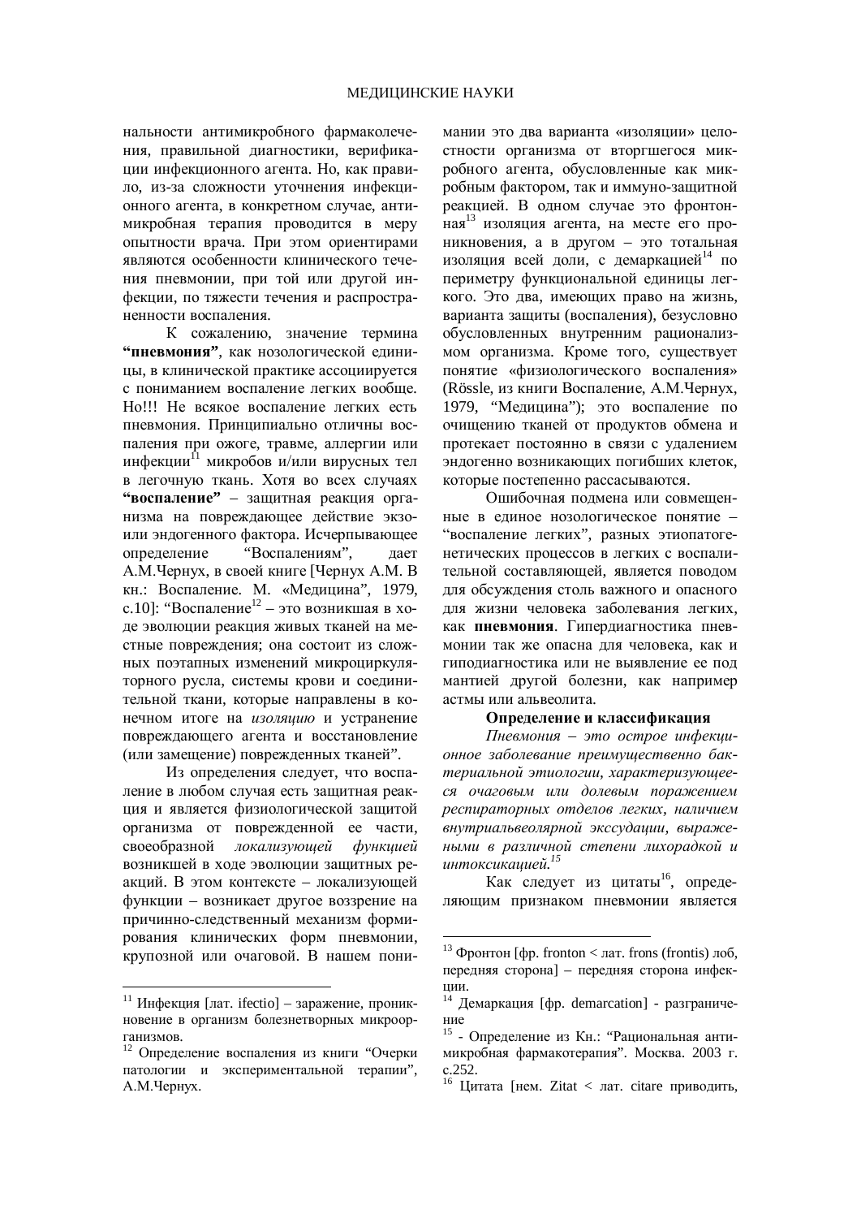нальности антимикробного фармаколечения, правильной диагностики, верификации инфекционного агента. Но, как правило, из-за сложности уточнения инфекционного агента, в конкретном случае, антимикробная терапия проводится в меру опытности врача. При этом ориентирами являются особенности клинического течения пневмонии, при той или другой инфекции, по тяжести течения и распространенности воспаления.

К сожалению, значение термина **"пневмония"**, как нозологической единицы, в клинической практике ассоциируется с пониманием воспаление легких вообще. Но!!! Не всякое воспаление легких есть пневмония. Принципиально отличны воспаления при ожоге, травме, аллергии или инфекции[11] микробов и/или вирусных тел в легочную ткань. Хотя во всех случаях **"воспаление"** – защитная реакция организма на повреждающее действие экзо- или эндогенного фактора. Исчерпывающее определение "Воспалениям", дает А.М.Чернух, в своей книге [Чернух А.М. В кн.: Воспаление. М. «Медицина", 1979, с.10]: "Воспаление[12] – это возникшая в ходе эволюции реакция живых тканей на местные повреждения; она состоит из сложных поэтапных изменений микроциркуляторного русла, системы крови и соединительной ткани, которые направлены в конечном итоге на *изоляцию* и устранение повреждающего агента и восстановление (или замещение) поврежденных тканей".

Из определения следует, что воспаление в любом случая есть защитная реакция и является физиологической защитой организма от поврежденной ее части, своеобразной *локализующей функцией* возникшей в ходе эволюции защитных реакций. В этом контексте – локализующей функции – возникает другое воззрение на причинно-следственный механизм формирования клинических форм пневмонии, крупозной или очаговой. В нашем понимании это два варианта «изоляции» целостности организма от вторгшегося микробного агента, обусловленные как микробным фактором, так и иммуно-защитной реакцией. В одном случае это фронтонная[13] изоляция агента, на месте его проникновения, а в другом – это тотальная изоляция всей доли, с демаркацией[14] по периметру функциональной единицы легкого. Это два, имеющих право на жизнь, варианта защиты (воспаления), безусловно обусловленных внутренним рационализмом организма. Кроме того, существует понятие «физиологического воспаления» (Rössle, из книги Воспаление, А.М.Чернух, 1979, "Медицина"); это воспаление по очищению тканей от продуктов обмена и протекает постоянно в связи с удалением эндогенно возникающих погибших клеток, которые постепенно рассасываются.

Ошибочная подмена или совмещенные в единое нозологическое понятие – "воспаление легких", разных этиопатогенетических процессов в легких с воспалительной составляющей, является поводом для обсуждения столь важного и опасного для жизни человека заболевания легких, как **пневмония**. Гипердиагностика пневмонии так же опасна для человека, как и гиподиагностика или не выявление ее под мантией другой болезни, как например астмы или альвеолита.

**Определение и классификация**

*Пневмония – это острое инфекционное заболевание преимущественно бактериальной этиологии, характеризующееся очаговым или долевым поражением респираторных отделов легких, наличием внутриальвеолярной экссудации, выраженными в различной степени лихорадкой и интоксикацией.*[15]

Как следует из цитаты[16], определяющим признаком пневмонии является

---

[11] Инфекция [лат. ifectio] – заражение, проникновение в организм болезнетворных микроорганизмов.

[12] Определение воспаления из книги "Очерки патологии и экспериментальной терапии", А.М.Чернух.

[13] Фронтон [фр. fronton < лат. frons (frontis) лоб, передняя сторона] – передняя сторона инфекции.

[14] Демаркация [фр. demarcation] - разграничение

[15] - Определение из Кн.: "Рациональная антимикробная фармакотерапия". Москва. 2003 г. с.252.

[16] Цитата [нем. Zitat < лат. citare приводить,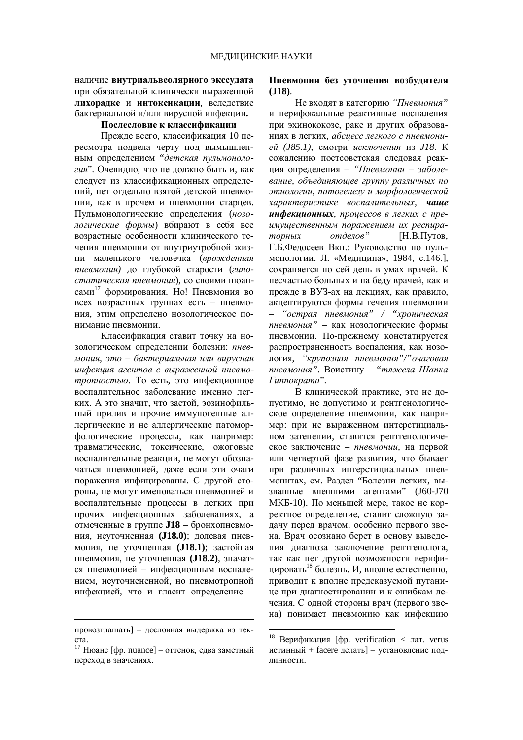наличие **внутриальвеолярного экссудата** при обязательной клинически выраженной **лихорадке** и **интоксикации**, вследствие бактериальной и/или вирусной инфекции**.**

**Послесловие к классификации**

Прежде всего, классификация 10 пересмотра подвела черту под вымышленным определением "*детская пульмонология*". Очевидно, что не должно быть и, как следует из классификационных определений, нет отдельно взятой детской пневмонии, как в прочем и пневмонии старцев. Пульмонологические определения (*нозологические формы*) вбирают в себя все возрастные особенности клинического течения пневмонии от внутриутробной жизни маленького человечка (*врожденная пневмония)* до глубокой старости (*гипостатическая пневмония*), со своими нюансами[17] формирования. Но! Пневмония во всех возрастных группах есть – пневмония, этим определено нозологическое понимание пневмонии.

Классификация ставит точку на нозологическом определении болезни: *пневмония, это – бактериальная или вирусная инфекция агентов с выраженной пневмотропностью*. То есть, это инфекционное воспалительное заболевание именно легких. А это значит, что застой, эозинофильный прилив и прочие иммуногенные аллергические и не аллергические патоморфологические процессы, как например: травматические, токсические, ожоговые воспалительные реакции, не могут обозначаться пневмонией, даже если эти очаги поражения инфицированы. С другой стороны, не могут именоваться пневмонией и воспалительные процессы в легких при прочих инфекционных заболеваниях, а отмеченные в группе **J18** – бронхопневмония, неуточненная **(J18.0)**; долевая пневмония, не уточненная **(J18.1)**; застойная пневмония, не уточненная **(J18.2)**, значатся пневмонией – инфекционным воспалением, неуточнененной, но пневмотропной инфекцией, что и гласит определение – **Пневмонии без уточнения возбудителя (J18)**.

Не входят в категорию *"Пневмония"* и перифокальные реактивные воспаления при эхинококозе, раке и других образованиях в легких, *абсцесс легкого с пневмонией (J85.1)*, смотри *исключения* из *J18*. К сожалению постсоветская следовая реакция определения – *"Пневмонии – заболевание, объединяющее группу различных по этиологии, патогенезу и морфологической характеристике воспалительных,* ***чаще инфекционных****, процессов в легких с преимущественным поражением их респираторных отделов"* [Н.В.Путов, Г.Б.Федосеев Вкн.: Руководство по пульмонологии. Л. «Медицина», 1984, с.146.], сохраняется по сей день в умах врачей. К несчастью больных и на беду врачей, как и прежде в ВУЗ-ах на лекциях, как правило, акцентируются формы течения пневмонии – *"острая пневмония"* / *"хроническая пневмония"* – как нозологические формы пневмонии. По-прежнему констатируется распространенность воспаления, как нозология, *"крупозная пневмония"/"очаговая пневмония"*. Воистину – "*тяжела Шапка Гиппократа*".

В клинической практике, это не допустимо, не допустимо и рентгенологическое определение пневмонии, как например: при не выраженном интерстициальном затенении, ставится рентгенологическое заключение – *пневмонии*, на первой или четвертой фазе развития, что бывает при различных интерстициальных пневмонитах, см. Раздел "Болезни легких, вызванные внешними агентами" (J60-J70 МКБ-10). По меньшей мере, такое не корректное определение, ставит сложную задачу перед врачом, особенно первого звена. Врач осознано берет в основу выведения диагноза заключение рентгенолога, так как нет другой возможности верифицировать[18] болезнь. И, вполне естественно, приводит к вполне предсказуемой путанице при диагностировании и к ошибкам лечения. С одной стороны врач (первого звена) понимает пневмонию как инфекцию

---

провозглашать] – дословная выдержка из текста.

[17] Нюанс [фр. nuance] – оттенок, едва заметный переход в значениях.

[18] Верификация [фр. verification < лат. verus истинный + facere делать] – установление подлинности.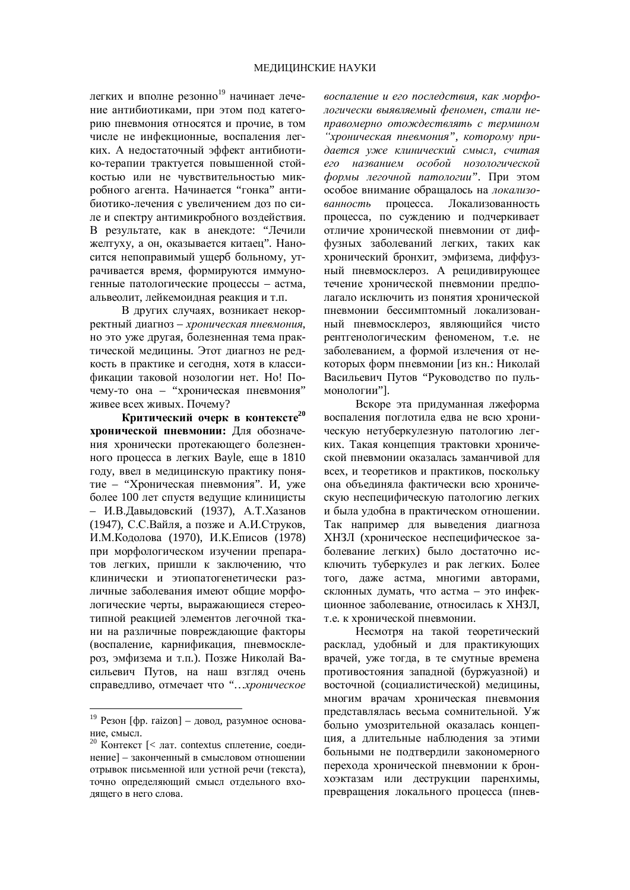легких и вполне резонно[19] начинает лечение антибиотиками, при этом под категорию пневмония относятся и прочие, в том числе не инфекционные, воспаления легких. А недостаточный эффект антибиотико-терапии трактуется повышенной стойкостью или не чувствительностью микробного агента. Начинается "гонка" антибиотико-лечения с увеличением доз по силе и спектру антимикробного воздействия. В результате, как в анекдоте: "Лечили желтуху, а он, оказывается китаец". Наносится непоправимый ущерб больному, утрачивается время, формируются иммуногенные патологические процессы – астма, альвеолит, лейкемоидная реакция и т.п.

В других случаях, возникает некорректный диагноз – *хроническая пневмония*, но это уже другая, болезненная тема практической медицины. Этот диагноз не редкость в практике и сегодня, хотя в классификации таковой нозологии нет. Но! Почему-то она – "хроническая пневмония" живее всех живых. Почему?

**Критический очерк в контексте[20] хронической пневмонии:** Для обозначения хронически протекающего болезненного процесса в легких Bayle, еще в 1810 году, ввел в медицинскую практику понятие – "Хроническая пневмония". И, уже более 100 лет спустя ведущие клиницисты – И.В.Давыдовский (1937), А.Т.Хазанов (1947), С.С.Вайля, а позже и А.И.Струков, И.М.Кодолова (1970), И.К.Есипов (1978) при морфологическом изучении препаратов легких, пришли к заключению, что клинически и этиопатогенетически различные заболевания имеют общие морфологические черты, выражающиеся стереотипной реакцией элементов легочной ткани на различные повреждающие факторы (воспаление, карнификация, пневмосклероз, эмфизема и т.п.). Позже Николай Васильевич Путов, на наш взгляд очень справедливо, отмечает что "…*хроническое воспаление и его последствия, как морфологически выявляемый феномен, стали неправомерно отождествлять с термином "хроническая пневмония", которому придается уже клинический смысл, считая его названием особой нозологической формы легочной патологии*". При этом особое внимание обращалось на *локализованность* процесса. Локализованность процесса, по суждению и подчеркивает отличие хронической пневмонии от диффузных заболеваний легких, таких как хронический бронхит, эмфизема, диффузный пневмосклероз. А рецидивирующее течение хронической пневмонии предполагало исключить из понятия хронической пневмонии бессимптомный локализованный пневмосклероз, являющийся чисто рентгенологическим феноменом, т.е. не заболеванием, а формой излечения от некоторых форм пневмонии [из кн.: Николай Васильевич Путов "Руководство по пульмонологии"].

Вскоре эта придуманная лжеформа воспаления поглотила едва не всю хроническую нетуберкулезную патологию легких. Такая концепция трактовки хронической пневмонии оказалась заманчивой для всех, и теоретиков и практиков, поскольку она объединяла фактически всю хроническую неспецифическую патологию легких и была удобна в практическом отношении. Так например для выведения диагноза ХНЗЛ (хроническое неспецифическое заболевание легких) было достаточно исключить туберкулез и рак легких. Более того, даже астма, многими авторами, склонных думать, что астма – это инфекционное заболевание, относилась к ХНЗЛ, т.е. к хронической пневмонии.

Несмотря на такой теоретический расклад, удобный и для практикующих врачей, уже тогда, в те смутные времена противостояния западной (буржуазной) и восточной (социалистической) медицины, многим врачам хроническая пневмония представлялась весьма сомнительной. Уж больно умозрительной оказалась концепция, а длительные наблюдения за этими больными не подтвердили закономерного перехода хронической пневмонии к бронхоэктазам или деструкции паренхимы, превращения локального процесса (пнев-

---

[19] Резон [фр. raizon] – довод, разумное основание, смысл.

[20] Контекст [< лат. contextus сплетение, соединение] – законченный в смысловом отношении отрывок письменной или устной речи (текста), точно определяющий смысл отдельного входящего в него слова.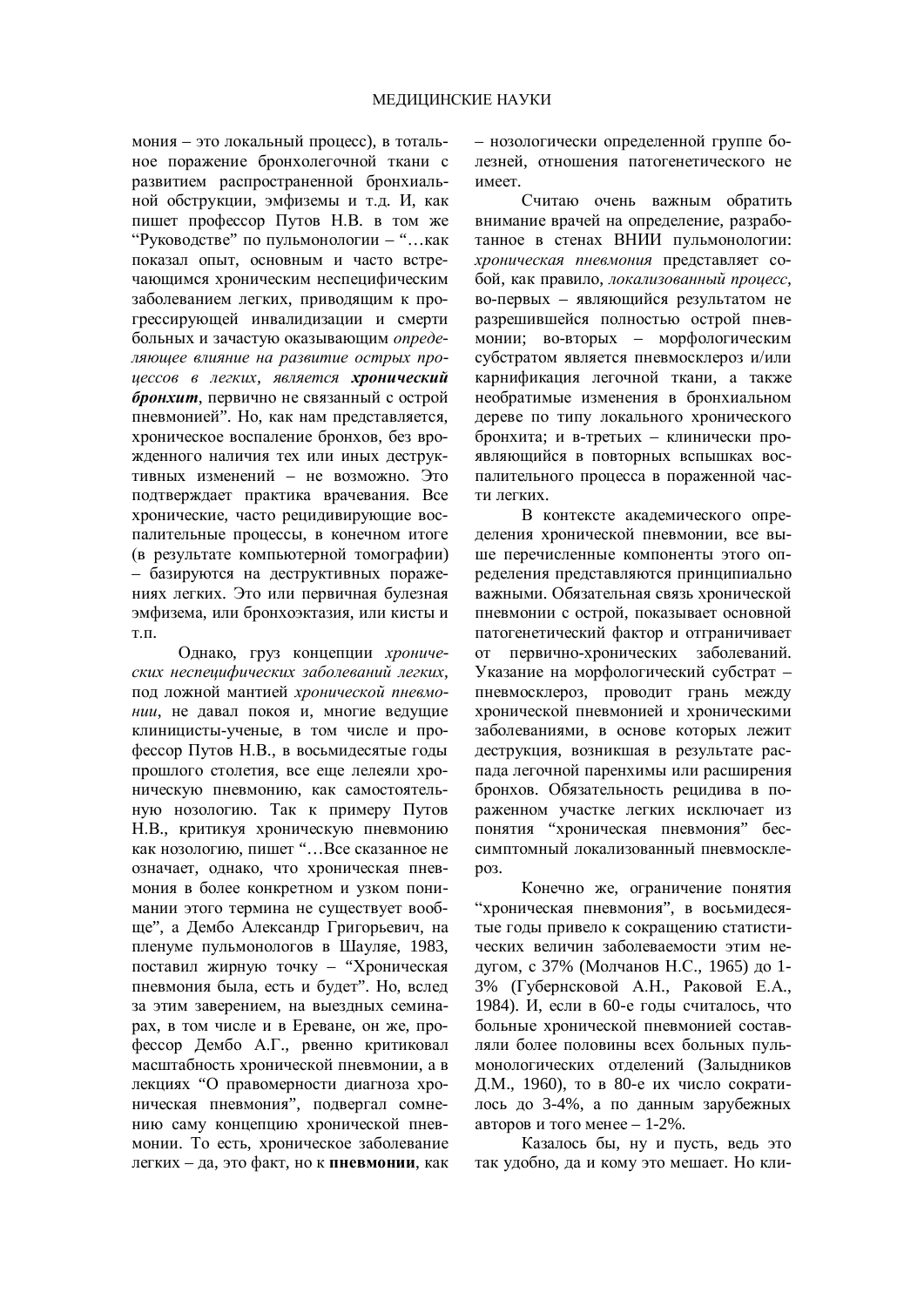мония – это локальный процесс), в тотальное поражение бронхолегочной ткани с развитием распространенной бронхиальной обструкции, эмфиземы и т.д. И, как пишет профессор Путов Н.В. в том же "Руководстве" по пульмонологии – "…как показал опыт, основным и часто встречающимся хроническим неспецифическим заболеванием легких, приводящим к прогрессирующей инвалидизации и смерти больных и зачастую оказывающим *определяющее влияние на развитие острых процессов в легких, является* ***хронический бронхит***, первично не связанный с острой пневмонией". Но, как нам представляется, хроническое воспаление бронхов, без врожденного наличия тех или иных деструктивных изменений – не возможно. Это подтверждает практика врачевания. Все хронические, часто рецидивирующие воспалительные процессы, в конечном итоге (в результате компьютерной томографии) – базируются на деструктивных поражениях легких. Это или первичная булезная эмфизема, или бронхоэктазия, или кисты и т.п.

Однако, груз концепции *хронических неспецифических заболеваний легких*, под ложной мантией *хронической пневмонии*, не давал покоя и, многие ведущие клиницисты-ученые, в том числе и профессор Путов Н.В., в восьмидесятые годы прошлого столетия, все еще лелеяли хроническую пневмонию, как самостоятельную нозологию. Так к примеру Путов Н.В., критикуя хроническую пневмонию как нозологию, пишет "…Все сказанное не означает, однако, что хроническая пневмония в более конкретном и узком понимании этого термина не существует вообще", а Дембо Александр Григорьевич, на пленуме пульмонологов в Шауляе, 1983, поставил жирную точку – "Хроническая пневмония была, есть и будет". Но, вслед за этим заверением, на выездных семинарах, в том числе и в Ереване, он же, профессор Дембо А.Г., рвенно критиковал масштабность хронической пневмонии, а в лекциях "О правомерности диагноза хроническая пневмония", подвергал сомнению саму концепцию хронической пневмонии. То есть, хроническое заболевание легких – да, это факт, но к **пневмонии**, как – нозологически определенной группе болезней, отношения патогенетического не имеет.

Считаю очень важным обратить внимание врачей на определение, разработанное в стенах ВНИИ пульмонологии: *хроническая пневмония* представляет собой, как правило, *локализованный процесс*, во-первых – являющийся результатом не разрешившейся полностью острой пневмонии; во-вторых – морфологическим субстратом является пневмосклероз и/или карнификация легочной ткани, а также необратимые изменения в бронхиальном дереве по типу локального хронического бронхита; и в-третьих – клинически проявляющийся в повторных вспышках воспалительного процесса в пораженной части легких.

В контексте академического определения хронической пневмонии, все выше перечисленные компоненты этого определения представляются принципиально важными. Обязательная связь хронической пневмонии с острой, показывает основной патогенетический фактор и отграничивает от первично-хронических заболеваний. Указание на морфологический субстрат – пневмосклероз, проводит грань между хронической пневмонией и хроническими заболеваниями, в основе которых лежит деструкция, возникшая в результате распада легочной паренхимы или расширения бронхов. Обязательность рецидива в пораженном участке легких исключает из понятия "хроническая пневмония" бессимптомный локализованный пневмосклероз.

Конечно же, ограничение понятия "хроническая пневмония", в восьмидесятые годы привело к сокращению статистических величин заболеваемости этим недугом, с 37% (Молчанов Н.С., 1965) до 1-3% (Губернсковой А.Н., Раковой Е.А., 1984). И, если в 60-е годы считалось, что больные хронической пневмонией составляли более половины всех больных пульмонологических отделений (Залыдников Д.М., 1960), то в 80-е их число сократилось до 3-4%, а по данным зарубежных авторов и того менее – 1-2%.

Казалось бы, ну и пусть, ведь это так удобно, да и кому это мешает. Но кли-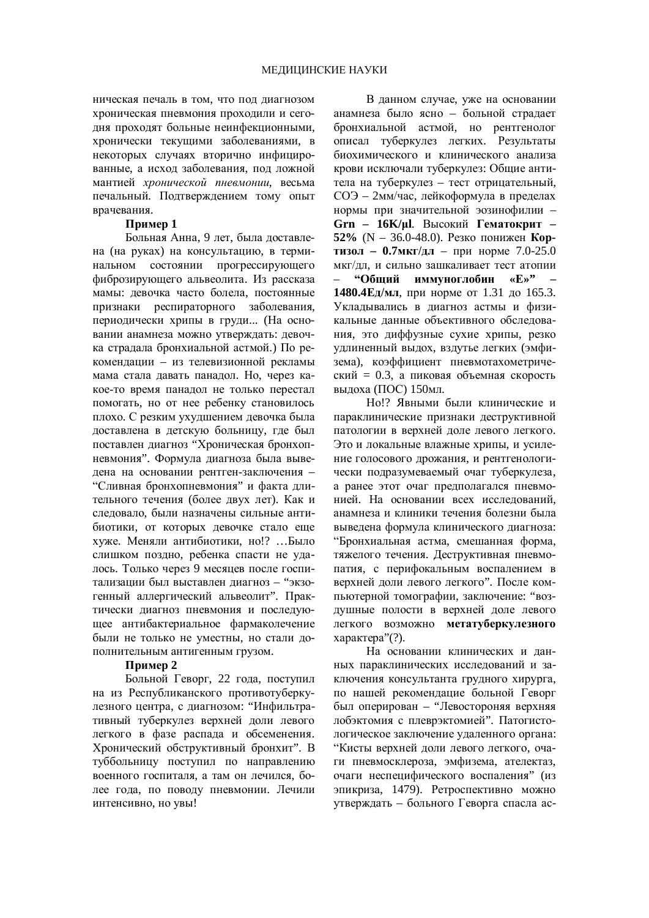ническая печаль в том, что под диагнозом хроническая пневмония проходили и сегодня проходят больные неинфекционными, хронически текущими заболеваниями, в некоторых случаях вторично инфицированные, а исход заболевания, под ложной мантией *хронической пневмонии,* весьма печальный. Подтверждением тому опыт врачевания.

**Пример 1**

Больная Анна, 9 лет, была доставлена (на руках) на консультацию, в терминальном состоянии прогрессирующего фиброзирующего альвеолита. Из рассказа мамы: девочка часто болела, постоянные признаки респираторного заболевания, периодически хрипы в груди... (На основании анамнеза можно утверждать: девочка страдала бронхиальной астмой.) По рекомендации – из телевизионной рекламы мама стала давать панадол. Но, через какое-то время панадол не только перестал помогать, но от нее ребенку становилось плохо. С резким ухудшением девочка была доставлена в детскую больницу, где был поставлен диагноз "Хроническая бронхопневмония". Формула диагноза была выведена на основании рентген-заключения – "Сливная бронхопневмония" и факта длительного течения (более двух лет). Как и следовало, были назначены сильные антибиотики, от которых девочке стало еще хуже. Меняли антибиотики, но!? …Было слишком поздно, ребенка спасти не удалось. Только через 9 месяцев после госпитализации был выставлен диагноз – "экзогенный аллергический альвеолит". Практически диагноз пневмония и последующее антибактериальное фармаколечение были не только не уместны, но стали дополнительным антигенным грузом.

**Пример 2**

Больной Геворг, 22 года, поступил на из Республиканского противотуберкулезного центра, с диагнозом: "Инфильтративный туберкулез верхней доли левого легкого в фазе распада и обсеменения. Хронический обструктивный бронхит". В туббольницу поступил по направлению военного госпиталя, а там он лечился, более года, по поводу пневмонии. Лечили интенсивно, но увы!

В данном случае, уже на основании анамнеза было ясно – больной страдает бронхиальной астмой, но рентгенолог описал туберкулез легких. Результаты биохимического и клинического анализа крови исключали туберкулез: Общие антитела на туберкулез – тест отрицательный, СОЭ – 2мм/час, лейкоформула в пределах нормы при значительной эозинофилии – **Grn – 16K/µl**. Высокий **Гематокрит – 52%** (N – 36.0-48.0). Резко понижен **Кортизол – 0.7мкг/дл** – при норме 7.0-25.0 мкг/дл, и сильно зашкаливает тест атопии – **"Общий иммуноглобин «Е»" – 1480.4Ед/мл**, при норме от 1.31 до 165.3. Укладывались в диагноз астмы и физикальные данные объективного обследования, это диффузные сухие хрипы, резко удлиненный выдох, вздутье легких (эмфизема), коэффициент пневмотахометрический = 0.3, а пиковая объемная скорость выдоха (ПОС) 150мл.

Но!? Явными были клинические и параклинические признаки деструктивной патологии в верхней доле левого легкого. Это и локальные влажные хрипы, и усиление голосового дрожания, и рентгенологически подразумеваемый очаг туберкулеза, а ранее этот очаг предполагался пневмонией. На основании всех исследований, анамнеза и клиники течения болезни была выведена формула клинического диагноза: "Бронхиальная астма, смешанная форма, тяжелого течения. Деструктивная пневмопатия, с перифокальным воспалением в верхней доли левого легкого". После компьютерной томографии, заключение: "воздушные полости в верхней доле левого легкого возможно **метатуберкулезного** характера"(?).

На основании клинических и данных параклинических исследований и заключения консультанта грудного хирурга, по нашей рекомендации больной Геворг был оперирован – "Левостороняя верхняя лобэктомия с плеврэктомией". Патогистологическое заключение удаленного органа: "Кисты верхней доли левого легкого, очаги пневмосклероза, эмфизема, ателектаз, очаги неспецифического воспаления" (из эпикриза, 1479). Ретроспективно можно утверждать – больного Геворга спасла ас-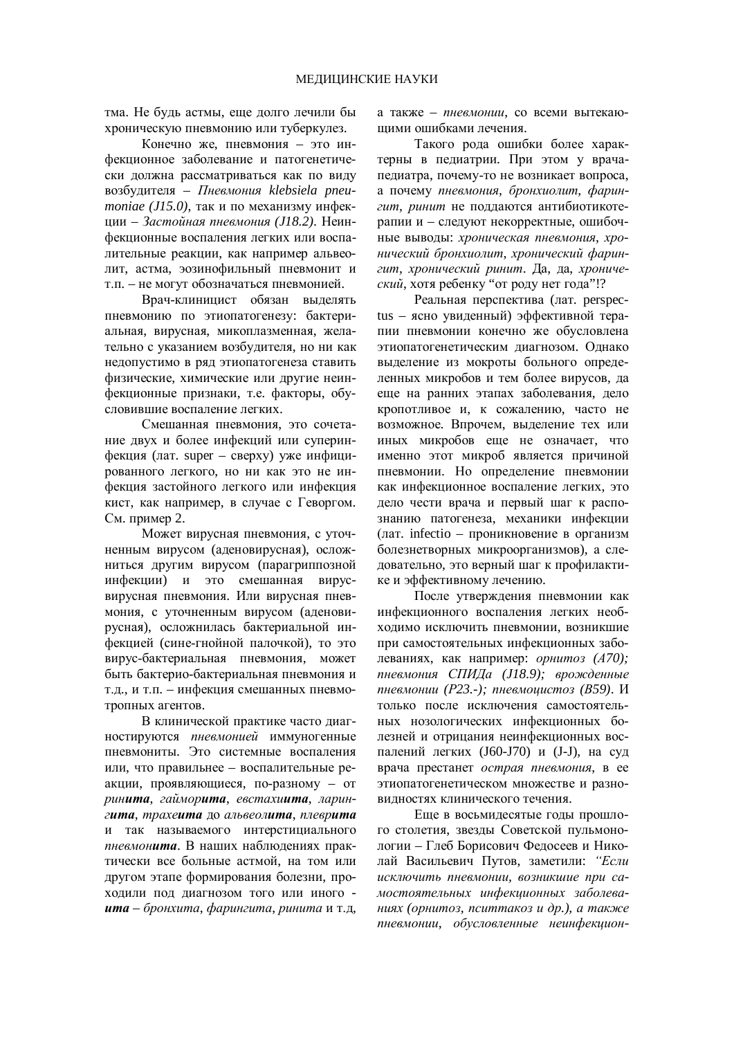тма. Не будь астмы, еще долго лечили бы хроническую пневмонию или туберкулез.

Конечно же, пневмония – это инфекционное заболевание и патогенетически должна рассматриваться как по виду возбудителя – *Пневмония klebsiela pneumoniae (J15.0)*, так и по механизму инфекции – *Застойная пневмония (J18.2)*. Неинфекционные воспаления легких или воспалительные реакции, как например альвеолит, астма, эозинофильный пневмонит и т.п. – не могут обозначаться пневмонией.

Врач-клиницист обязан выделять пневмонию по этиопатогенезу: бактериальная, вирусная, микоплазменная, желательно с указанием возбудителя, но ни как недопустимо в ряд этиопатогенеза ставить физические, химические или другие неинфекционные признаки, т.е. факторы, обусловившие воспаление легких.

Смешанная пневмония, это сочетание двух и более инфекций или суперинфекция (лат. super – сверху) уже инфицированного легкого, но ни как это не инфекция застойного легкого или инфекция кист, как например, в случае с Геворгом. См. пример 2.

Может вирусная пневмония, с уточненным вирусом (аденовирусная), осложниться другим вирусом (парагриппозной инфекции) и это смешанная вирус-вирусная пневмония. Или вирусная пневмония, с уточненным вирусом (аденовирусная), осложнилась бактериальной инфекцией (сине-гнойной палочкой), то это вирус-бактериальная пневмония, может быть бактерио-бактериальная пневмония и т.д., и т.п. – инфекция смешанных пневмотропных агентов.

В клинической практике часто диагностируются *пневмонией* иммуногенные пневмониты. Это системные воспаления или, что правильнее – воспалительные реакции, проявляющиеся, по-разному – от *рин**ита***, *гаймор**ита***, *евстахи**ита***, *ларинг**ита***, *трахе**ита*** до *альвеол**ита***, *плевр**ита*** и так называемого интерстициального *пневмон**ита***. В наших наблюдениях практически все больные астмой, на том или другом этапе формирования болезни, проходили под диагнозом того или иного - ***ита*** – *бронхита*, *фарингита*, *ринита* и т.д, а также – *пневмонии*, со всеми вытекающими ошибками лечения.

Такого рода ошибки более характерны в педиатрии. При этом у врача-педиатра, почему-то не возникает вопроса, а почему *пневмония*, *бронхиолит*, *фарингит*, *ринит* не поддаются антибиотикотерапии и – следуют некорректные, ошибочные выводы: *хроническая пневмония*, *хронический бронхиолит*, *хронический фарингит*, *хронический ринит*. Да, да, *хронический*, хотя ребенку "от роду нет года"!?

Реальная перспектива (лат. perspectus – ясно увиденный) эффективной терапии пневмонии конечно же обусловлена этиопатогенетическим диагнозом. Однако выделение из мокроты больного определенных микробов и тем более вирусов, да еще на ранних этапах заболевания, дело кропотливое и, к сожалению, часто не возможное. Впрочем, выделение тех или иных микробов еще не означает, что именно этот микроб является причиной пневмонии. Но определение пневмонии как инфекционное воспаление легких, это дело чести врача и первый шаг к распознанию патогенеза, механики инфекции (лат. infectio – проникновение в организм болезнетворных микроорганизмов), а следовательно, это верный шаг к профилактике и эффективному лечению.

После утверждения пневмонии как инфекционного воспаления легких необходимо исключить пневмонии, возникшие при самостоятельных инфекционных заболеваниях, как например: *орнитоз (A70); пневмония СПИДа (J18.9); врожденные пневмонии (P23.-); пневмоцистоз (B59)*. И только после исключения самостоятельных нозологических инфекционных болезней и отрицания неинфекционных воспалений легких (J60-J70) и (J-J), на суд врача престанет *острая пневмония*, в ее этиопатогенетическом множестве и разновидностях клинического течения.

Еще в восьмидесятые годы прошлого столетия, звезды Советской пульмонологии – Глеб Борисович Федосеев и Николай Васильевич Путов, заметили: *"Если исключить пневмонии, возникшие при самостоятельных инфекционных заболеваниях (орнитоз, пситтакоз и др.), а также пневмонии, обусловленные неинфекцион-*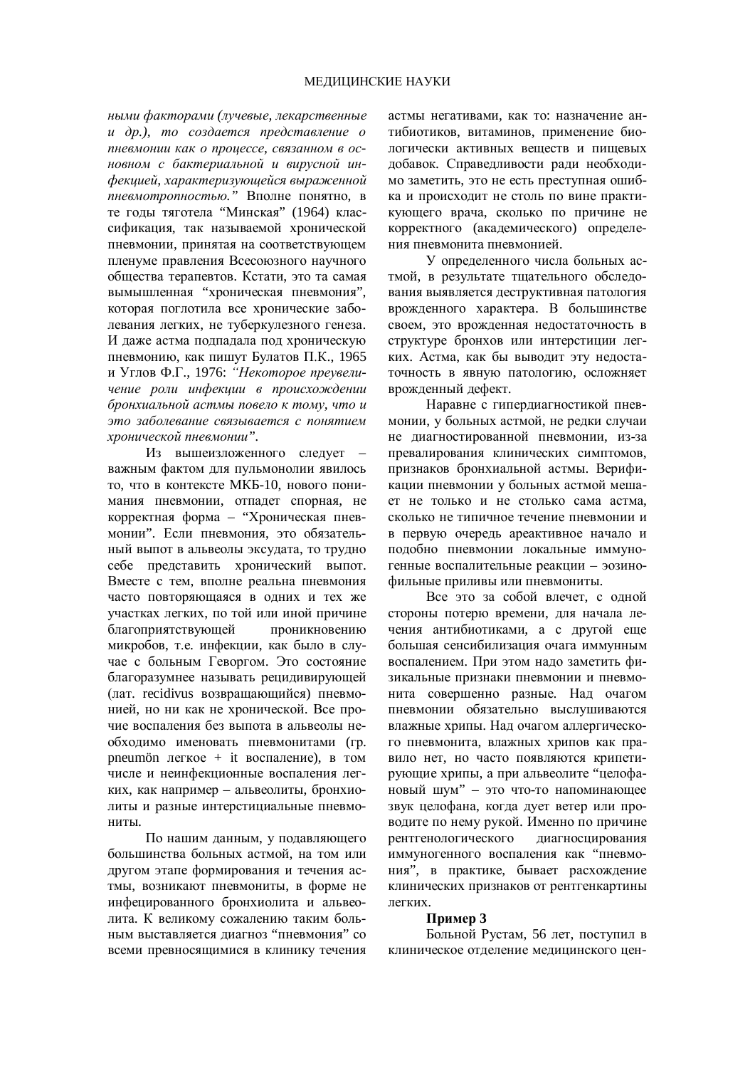*ными факторами (лучевые, лекарственные и др.), то создается представление о пневмонии как о процессе, связанном в основном с бактериальной и вирусной инфекцией, характеризующейся выраженной пневмотропностью."* Вполне понятно, в те годы тяготела "Минская" (1964) классификация, так называемой хронической пневмонии, принятая на соответствующем пленуме правления Всесоюзного научного общества терапевтов. Кстати, это та самая вымышленная "хроническая пневмония", которая поглотила все хронические заболевания легких, не туберкулезного генеза. И даже астма подпадала под хроническую пневмонию, как пишут Булатов П.К., 1965 и Углов Ф.Г., 1976: *"Некоторое преувеличение роли инфекции в происхождении бронхиальной астмы повело к тому, что и это заболевание связывается с понятием хронической пневмонии"*.

Из вышеизложенного следует – важным фактом для пульмонолии явилось то, что в контексте МКБ-10, нового понимания пневмонии, отпадет спорная, не корректная форма – "Хроническая пневмонии". Если пневмония, это обязательный выпот в альвеолы эксудата, то трудно себе представить хронический выпот. Вместе с тем, вполне реальна пневмония часто повторяющаяся в одних и тех же участках легких, по той или иной причине благоприятствующей проникновению микробов, т.е. инфекции, как было в случае с больным Геворгом. Это состояние благоразумнее называть рецидивирующей (лат. recidivus возвращающийся) пневмонией, но ни как не хронической. Все прочие воспаления без выпота в альвеолы необходимо именовать пневмонитами (гр. pneumön легкое + it воспаление), в том числе и неинфекционные воспаления легких, как например – альвеолиты, бронхиолиты и разные интерстициальные пневмониты.

По нашим данным, у подавляющего большинства больных астмой, на том или другом этапе формирования и течения астмы, возникают пневмониты, в форме не инфецированного бронхиолита и альвеолита. К великому сожалению таким больным выставляется диагноз "пневмония" со всеми превносящимися в клинику течения астмы негативами, как то: назначение антибиотиков, витаминов, применение биологически активных веществ и пищевых добавок. Справедливости ради необходимо заметить, это не есть преступная ошибка и происходит не столь по вине практикующего врача, сколько по причине не корректного (академического) определения пневмонита пневмонией.

У определенного числа больных астмой, в результате тщательного обследования выявляется деструктивная патология врожденного характера. В большинстве своем, это врожденная недостаточность в структуре бронхов или интерстиции легких. Астма, как бы выводит эту недостаточность в явную патологию, осложняет врожденный дефект.

Наравне с гипердиагностикой пневмонии, у больных астмой, не редки случаи не диагностированной пневмонии, из-за превалирования клинических симптомов, признаков бронхиальной астмы. Верификации пневмонии у больных астмой мешает не только и не столько сама астма, сколько не типичное течение пневмонии и в первую очередь ареактивное начало и подобно пневмонии локальные иммуногенные воспалительные реакции – эозинофильные приливы или пневмониты.

Все это за собой влечет, с одной стороны потерю времени, для начала лечения антибиотиками, а с другой еще большая сенсибилизация очага иммунным воспалением. При этом надо заметить физикальные признаки пневмонии и пневмонита совершенно разные. Над очагом пневмонии обязательно выслушиваются влажные хрипы. Над очагом аллергического пневмонита, влажных хрипов как правило нет, но часто появляются крипетирующие хрипы, а при альвеолите "целофановый шум" – это что-то напоминающее звук целофана, когда дует ветер или проводите по нему рукой. Именно по причине рентгенологического диагносцирования иммуногенного воспаления как "пневмония", в практике, бывает расхождение клинических признаков от рентгенкартины легких.

**Пример 3**

Больной Рустам, 56 лет, поступил в клиническое отделение медицинского цен-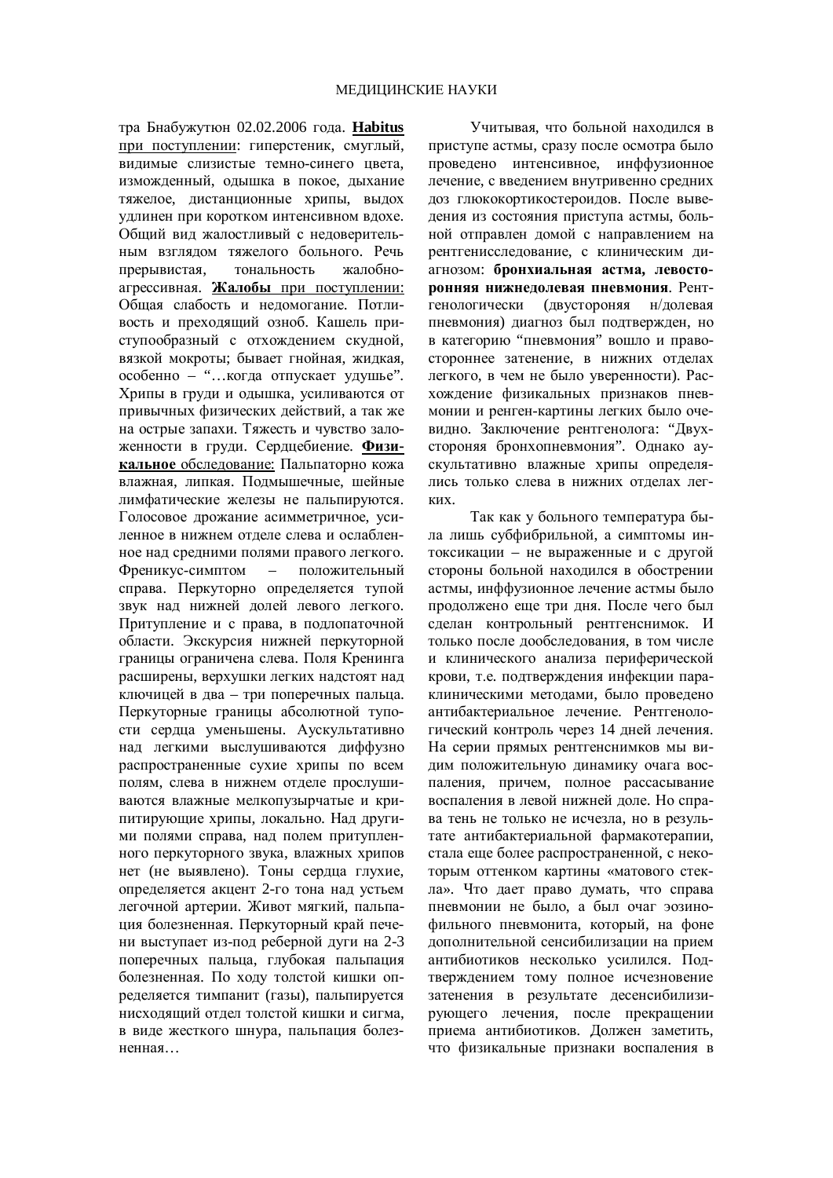тра Бнабужутюн 02.02.2006 года. **<u>Habitus</u>** <u>при поступлении</u>: гиперстеник, смуглый, видимые слизистые темно-синего цвета, изможденный, одышка в покое, дыхание тяжелое, дистанционные хрипы, выдох удлинен при коротком интенсивном вдохе. Общий вид жалостливый с недоверительным взглядом тяжелого больного. Речь прерывистая, тональность жалобно-агрессивная. **<u>Жалобы</u>** <u>при поступлении:</u> Общая слабость и недомогание. Потливость и преходящий озноб. Кашель приступообразный с отхождением скудной, вязкой мокроты; бывает гнойная, жидкая, особенно – "…когда отпускает удушье". Хрипы в груди и одышка, усиливаются от привычных физических действий, а так же на острые запахи. Тяжесть и чувство заложенности в груди. Сердцебиение. **<u>Физикальное</u>** <u>обследование:</u> Пальпаторно кожа влажная, липкая. Подмышечные, шейные лимфатические железы не пальпируются. Голосовое дрожание асимметричное, усиленное в нижнем отделе слева и ослабленное над средними полями правого легкого. Френикус-симптом – положительный справа. Перкуторно определяется тупой звук над нижней долей левого легкого. Притупление и с права, в подлопаточной области. Экскурсия нижней перкуторной границы ограничена слева. Поля Кренинга расширены, верхушки легких надстоят над ключицей в два – три поперечных пальца. Перкуторные границы абсолютной тупости сердца уменьшены. Аускультативно над легкими выслушиваются диффузно распространенные сухие хрипы по всем полям, слева в нижнем отделе прослушиваются влажные мелкопузырчатые и крипитирующие хрипы, локально. Над другими полями справа, над полем притупленного перкуторного звука, влажных хрипов нет (не выявлено). Тоны сердца глухие, определяется акцент 2-го тона над устьем легочной артерии. Живот мягкий, пальпация болезненная. Перкуторный край печени выступает из-под реберной дуги на 2-3 поперечных пальца, глубокая пальпация болезненная. По ходу толстой кишки определяется тимпанит (газы), пальпируется нисходящий отдел толстой кишки и сигма, в виде жесткого шнура, пальпация болезненная…

Учитывая, что больной находился в приступе астмы, сразу после осмотра было проведено интенсивное, инффузионное лечение, с введением внутривенно средних доз глюкокортикостероидов. После выведения из состояния приступа астмы, больной отправлен домой с направлением на рентгениссследование, с клиническим диагнозом: **бронхиальная астма, левосторонняя нижнедолевая пневмония**. Рентгенологически (двустороняя н/долевая пневмония) диагноз был подтвержден, но в категорию "пневмония" вошло и правостороннее затенение, в нижних отделах легкого, в чем не было уверенности). Расхождение физикальных признаков пневмонии и ренген-картины легких было очевидно. Заключение рентгенолога: "Двухсторонняя бронхопневмония". Однако аускультативно влажные хрипы определялись только слева в нижних отделах легких.

Так как у больного температура была лишь субфибрильной, а симптомы интоксикации – не выраженные и с другой стороны больной находился в обострении астмы, инффузионное лечение астмы было продолжено еще три дня. После чего был сделан контрольный рентгенснимок. И только после дообследования, в том числе и клинического анализа периферической крови, т.е. подтверждения инфекции параклиническими методами, было проведено антибактериальное лечение. Рентгенологический контроль через 14 дней лечения. На серии прямых рентгенснимков мы видим положительную динамику очага воспаления, причем, полное рассасывание воспаления в левой нижней доле. Но справа тень не только не исчезла, но в результате антибактериальной фармакотерапии, стала еще более распространенной, с некоторым оттенком картины «матового стекла». Что дает право думать, что справа пневмонии не было, а был очаг эозинофильного пневмонита, который, на фоне дополнительной сенсибилизации на прием антибиотиков несколько усилился. Подтверждением тому полное исчезновение затенения в результате десенсибилизирующего лечения, после прекращении приема антибиотиков. Должен заметить, что физикальные признаки воспаления в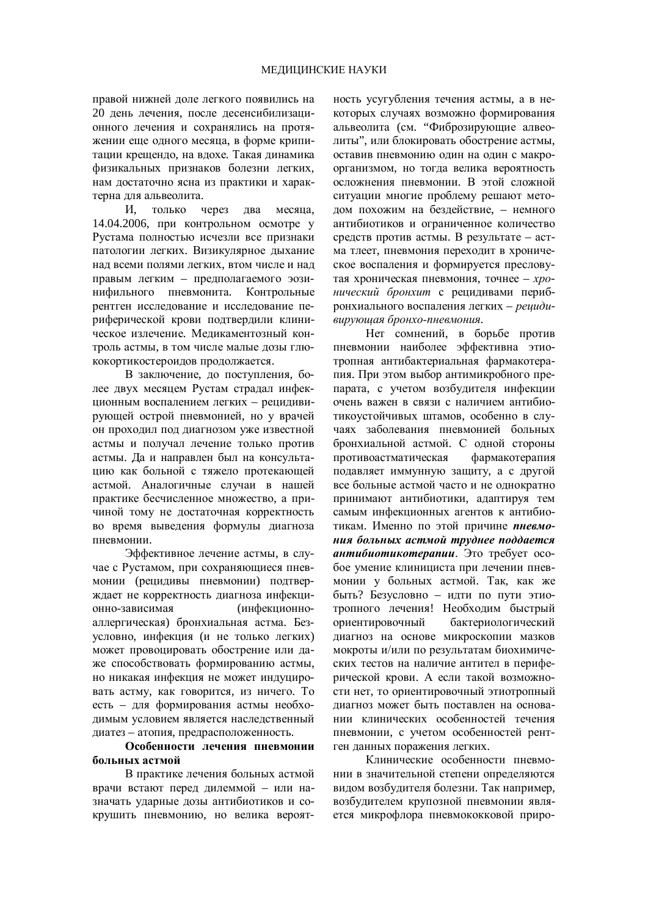правой нижней доле легкого появились на 20 день лечения, после десенсибилизационного лечения и сохранялись на протяжении еще одного месяца, в форме крипитации крещендо, на вдохе. Такая динамика физикальных признаков болезни легких, нам достаточно ясна из практики и характерна для альвеолита.

И, только через два месяца, 14.04.2006, при контрольном осмотре у Рустама полностью исчезли все признаки патологии легких. Визикулярное дыхание над всеми полями легких, втом числе и над правым легким – предполагаемого эозинифильного пневмонита. Контрольные рентген исследование и исследование периферической крови подтвердили клиническое излечение. Медикаментозный контроль астмы, в том числе малые дозы глюкокортикостероидов продолжается.

В заключение, до поступления, более двух месяцем Рустам страдал инфекционным воспалением легких – рецидивирующей острой пневмонией, но у врачей он проходил под диагнозом уже известной астмы и получал лечение только против астмы. Да и направлен был на консультацию как больной с тяжело протекающей астмой. Аналогичные случаи в нашей практике бесчисленное множество, а причиной тому не достаточная корректность во время выведения формулы диагноза пневмонии.

Эффективное лечение астмы, в случае с Рустамом, при сохраняющиеся пневмонии (рецидивы пневмонии) подтверждает не корректность диагноза инфекционно-зависимая (инфекционно-аллергическая) бронхиальная астма. Безусловно, инфекция (и не только легких) может провоцировать обострение или даже способствовать формированию астмы, но никакая инфекция не может индуцировать астму, как говорится, из ничего. То есть – для формирования астмы необходимым условием является наследственный диатез – атопия, предрасположенность.

### Особенности лечения пневмонии больных астмой

В практике лечения больных астмой врачи встают перед дилеммой – или назначать ударные дозы антибиотиков и сокрушить пневмонию, но велика вероятность усугубления течения астмы, а в некоторых случаях возможно формирования альвеолита (см. "Фиброзирующие алвеолиты", или блокировать обострение астмы, оставив пневмонию один на один с макроорганизмом, но тогда велика вероятность осложнения пневмонии. В этой сложной ситуации многие проблему решают методом похожим на бездействие, – немного антибиотиков и ограниченное количество средств против астмы. В результате – астма тлеет, пневмония переходит в хроническое воспаления и формируется пресловутая хроническая пневмония, точнее – *хронический бронхит* с рецидивами перибронхиального воспаления легких – *рецидивирующая бронхо-пневмония*.

Нет сомнений, в борьбе против пневмонии наиболее эффективна этиотропная антибактериальная фармакотерапия. При этом выбор антимикробного препарата, с учетом возбудителя инфекции очень важен в связи с наличием антибиотикоустойчивых штамов, особенно в случаях заболевания пневмонией больных бронхиальной астмой. С одной стороны противоастматическая фармакотерапия подавляет иммунную защиту, а с другой все больные астмой часто и не однократно принимают антибиотики, адаптируя тем самым инфекционных агентов к антибиотикам. Именно по этой причине ***пневмония больных астмой труднее поддается антибиотикотерапии***. Это требует особое умение клинициста при лечении пневмонии у больных астмой. Так, как же быть? Безусловно – идти по пути этиотропного лечения! Необходим быстрый ориентировочный бактериологический диагноз на основе микроскопии мазков мокроты и/или по результатам биохимических тестов на наличие антител в периферической крови. А если такой возможности нет, то ориентировочный этиотропный диагноз может быть поставлен на основании клинических особенностей течения пневмонии, с учетом особенностей рентген данных поражения легких.

Клинические особенности пневмонии в значительной степени определяются видом возбудителя болезни. Так например, возбудителем крупозной пневмонии является микрофлора пневмококковой приро-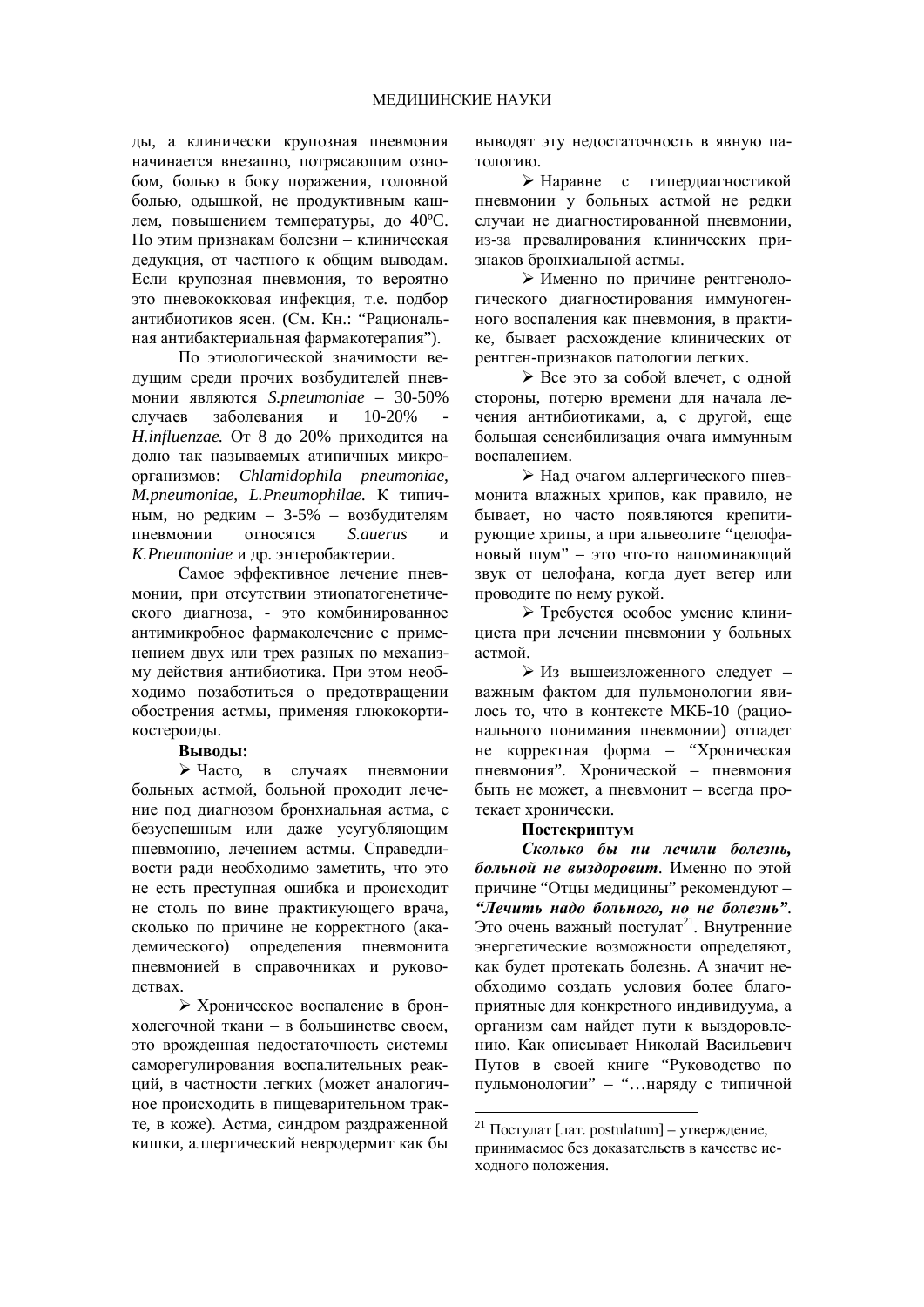ды, а клинически крупозная пневмония начинается внезапно, потрясающим ознобом, болью в боку поражения, головной болью, одышкой, не продуктивным кашлем, повышением температуры, до 40ºС. По этим признакам болезни – клиническая дедукция, от частного к общим выводам. Если крупозная пневмония, то вероятно это пневококковая инфекция, т.е. подбор антибиотиков ясен. (См. Кн.: "Рациональная антибактериальная фармакотерапия").

По этиологической значимости ведущим среди прочих возбудителей пневмонии являются *S.pneumoniae* – 30-50% случаев заболевания и 10-20% - *H.influenzae.* От 8 до 20% приходится на долю так называемых атипичных микроорганизмов: *Chlamidophila pneumoniae*, *M.pneumoniae*, *L.Pneumophilae*. К типичным, но редким – 3-5% – возбудителям пневмонии относятся *S.auerus* и *K.Pneumoniae* и др. энтеробактерии.

Самое эффективное лечение пневмонии, при отсутствии этиопатогенетического диагноза, - это комбинированное антимикробное фармаколечение с применением двух или трех разных по механизму действия антибиотика. При этом необходимо позаботиться о предотвращении обострения астмы, применяя глюкокортикостероиды.

**Выводы:**

- Часто, в случаях пневмонии больных астмой, больной проходит лечение под диагнозом бронхиальная астма, с безуспешным или даже усугубляющим пневмонию, лечением астмы. Справедливости ради необходимо заметить, что это не есть преступная ошибка и происходит не столь по вине практикующего врача, сколько по причине не корректного (академического) определения пневмонита пневмонией в справочниках и руководствах.
- Хроническое воспаление в бронхолегочной ткани – в большинстве своем, это врожденная недостаточность системы саморегулирования воспалительных реакций, в частности легких (может аналогичное происходить в пищеварительном тракте, в коже). Астма, синдром раздраженной кишки, аллергический невродермит как бы выводят эту недостаточность в явную патологию.
- Наравне с гипердиагностикой пневмонии у больных астмой не редки случаи не диагностированной пневмонии, из-за превалирования клинических признаков бронхиальной астмы.
- Именно по причине рентгенологического диагностирования иммуногенного воспаления как пневмония, в практике, бывает расхождение клинических от рентген-признаков патологии легких.
- Все это за собой влечет, с одной стороны, потерю времени для начала лечения антибиотиками, а, с другой, еще большая сенсибилизация очага иммунным воспалением.
- Над очагом аллергического пневмонита влажных хрипов, как правило, не бывает, но часто появляются крепитирующие хрипы, а при альвеолите "целофановый шум" – это что-то напоминающий звук от целофана, когда дует ветер или проводите по нему рукой.
- Требуется особое умение клинициста при лечении пневмонии у больных астмой.
- Из вышеизложенного следует – важным фактом для пульмонологии явилось то, что в контексте МКБ-10 (рационального понимания пневмонии) отпадет не корректная форма – "Хроническая пневмония". Хронической – пневмония быть не может, а пневмонит – всегда протекает хронически.

**Постскриптум**

***Сколько бы ни лечили болезнь, больной не выздоровит***. Именно по этой причине "Отцы медицины" рекомендуют – ***"Лечить надо больного, но не болезнь"***. Это очень важный постулат[21]. Внутренние энергетические возможности определяют, как будет протекать болезнь. А значит необходимо создать условия более благоприятные для конкретного индивидуума, а организм сам найдет пути к выздоровлению. Как описывает Николай Васильевич Путов в своей книге "Руководство по пульмонологии" – "…наряду с типичной

---

[21] Постулат [лат. postulatum] – утверждение, принимаемое без доказательств в качестве исходного положения.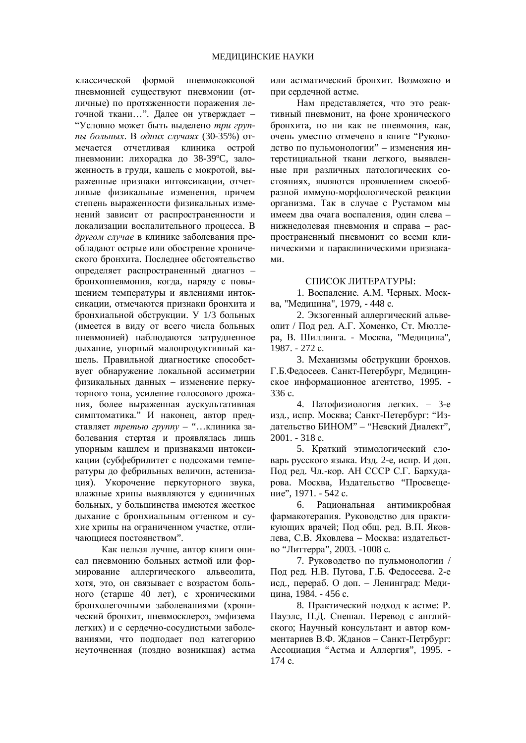классической формой пневмококковой пневмонией существуют пневмонии (отличные) по протяженности поражения легочной ткани…". Далее он утверждает – "Условно может быть выделено *три группы больных*. В *одних случаях* (30-35%) отмечается отчетливая клиника острой пневмонии: лихорадка до 38-39ºС, заложенность в груди, кашель с мокротой, выраженные признаки интоксикации, отчетливые физикальные изменения, причем степень выраженности физикальных изменений зависит от распространенности и локализации воспалительного процесса. В *другом случае* в клинике заболевания преобладают острые или обострение хронического бронхита. Последнее обстоятельство определяет распространенный диагноз – бронхопневмония, когда, наряду с повышением температуры и явлениями интоксикации, отмечаются признаки бронхита и бронхиальной обструкции. У 1/3 больных (имеется в виду от всего числа больных пневмонией) наблюдаются затрудненное дыхание, упорный малопродуктивный кашель. Правильной диагностике способствует обнаружение локальной ассиметрии физикальных данных – изменение перкуторного тона, усиление голосового дрожания, более выраженная аускультативная симптоматика." И наконец, автор представляет *третью группу* – "…клиника заболевания стертая и проявлялась лишь упорным кашлем и признаками интоксикации (субфебрилитет с подсоками температуры до фебрильных величин, астенизация). Укорочение перкуторного звука, влажные хрипы выявляются у единичных больных, у большинства имеются жесткое дыхание с бронхиальным оттенком и сухие хрипы на ограниченном участке, отличающиеся постоянством".

Как нельзя лучше, автор книги описал пневмонию больных астмой или формирование аллергического альвеолита, хотя, это, он связывает с возрастом больного (старше 40 лет), с хроническими бронхолегочными заболеваниями (хронический бронхит, пневмосклероз, эмфизема легких) и с сердечно-сосудистыми заболеваниями, что подподает под категорию неуточненная (поздно возникшая) астма или астматический бронхит. Возможно и при сердечной астме.

Нам представляется, что это реактивный пневмонит, на фоне хронического бронхита, но ни как не пневмония, как, очень уместно отмечено в книге "Руководство по пульмонологии" – изменения интерстициальной ткани легкого, выявленные при различных патологических состояниях, являются проявлением своеобразной иммуно-морфологической реакции организма. Так в случае с Рустамом мы имеем два очага воспаления, один слева – нижнедолевая пневмония и справа – распространенный пневмонит со всеми клиническими и параклиническими признаками.

## СПИСОК ЛИТЕРАТУРЫ:

1. Воспаление. А.М. Черных. Москва, "Медицина", 1979, - 448 с.
2. Экзогенный аллергический альвеолит / Под ред. А.Г. Хоменко, Ст. Мюллера, В. Шиллинга. - Москва, "Медицина", 1987. - 272 с.
3. Механизмы обструкции бронхов. Г.Б.Федосеев. Санкт-Петербург, Медицинское информационное агентство, 1995. - 336 с.
4. Патофизиология легких. – 3-е изд., испр. Москва; Санкт-Петербург: "Издательство БИНОМ" – "Невский Диалект", 2001. - 318 с.
5. Краткий этимологический словарь русского языка. Изд. 2-е, испр. И доп. Под ред. Чл.-кор. АН СССР С.Г. Бархударова. Москва, Издательство "Просвещение", 1971. - 542 с.
6. Рациональная антимикробная фармакотерапия. Руководство для практикующих врачей; Под общ. ред. В.П. Яковлева, С.В. Яковлева – Москва: издательство "Литтерра", 2003. -1008 с.
7. Руководство по пульмонологии / Под ред. Н.В. Путова, Г.Б. Федосеева. 2-е исд., перераб. О доп. – Ленинград: Медицина, 1984. - 456 с.
8. Практический подход к астме: Р. Пауэлс, П.Д. Снешал. Перевод с английского; Научный консультант и автор комментариев В.Ф. Жданов – Санкт-Петербург: Ассоциация "Астма и Аллергия", 1995. - 174 с.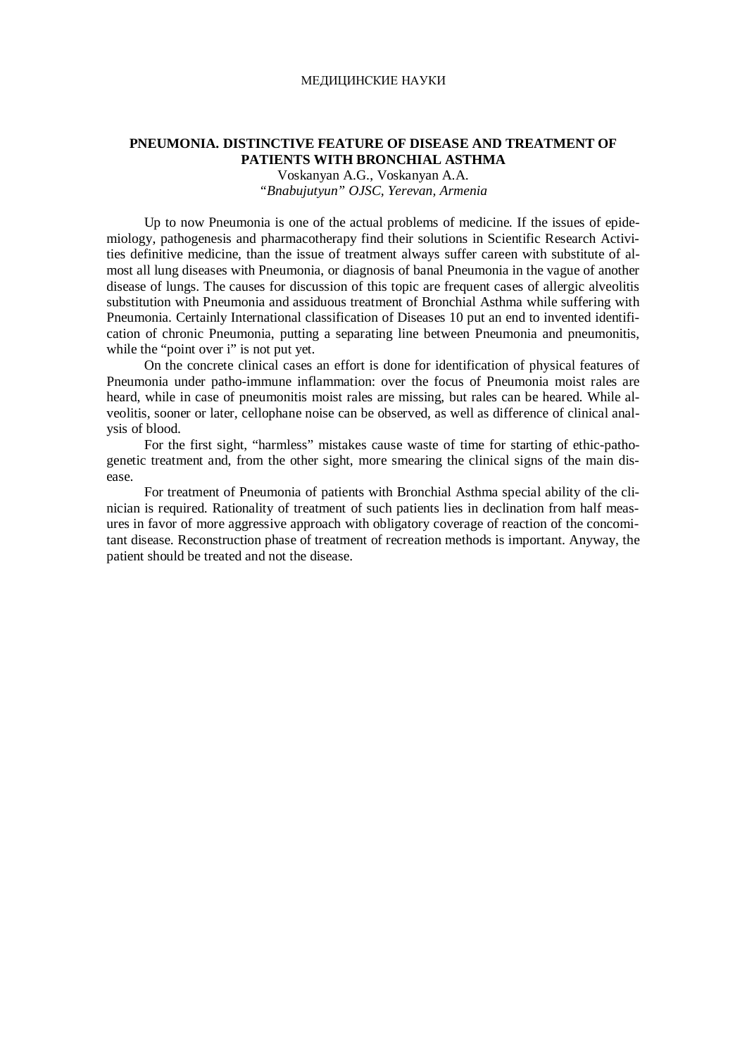МЕДИЦИНСКИЕ НАУКИ

## PNEUMONIA. DISTINCTIVE FEATURE OF DISEASE AND TREATMENT OF PATIENTS WITH BRONCHIAL ASTHMA

Voskanyan A.G., Voskanyan A.A.

*"Bnabujutyun" OJSC, Yerevan, Armenia*

Up to now Pneumonia is one of the actual problems of medicine. If the issues of epidemiology, pathogenesis and pharmacotherapy find their solutions in Scientific Research Activities definitive medicine, than the issue of treatment always suffer careen with substitute of almost all lung diseases with Pneumonia, or diagnosis of banal Pneumonia in the vague of another disease of lungs. The causes for discussion of this topic are frequent cases of allergic alveolitis substitution with Pneumonia and assiduous treatment of Bronchial Asthma while suffering with Pneumonia. Certainly International classification of Diseases 10 put an end to invented identification of chronic Pneumonia, putting a separating line between Pneumonia and pneumonitis, while the "point over i" is not put yet.

On the concrete clinical cases an effort is done for identification of physical features of Pneumonia under patho-immune inflammation: over the focus of Pneumonia moist rales are heard, while in case of pneumonitis moist rales are missing, but rales can be heared. While alveolitis, sooner or later, cellophane noise can be observed, as well as difference of clinical analysis of blood.

For the first sight, "harmless" mistakes cause waste of time for starting of ethic-pathogenetic treatment and, from the other sight, more smearing the clinical signs of the main disease.

For treatment of Pneumonia of patients with Bronchial Asthma special ability of the clinician is required. Rationality of treatment of such patients lies in declination from half measures in favor of more aggressive approach with obligatory coverage of reaction of the concomitant disease. Reconstruction phase of treatment of recreation methods is important. Anyway, the patient should be treated and not the disease.